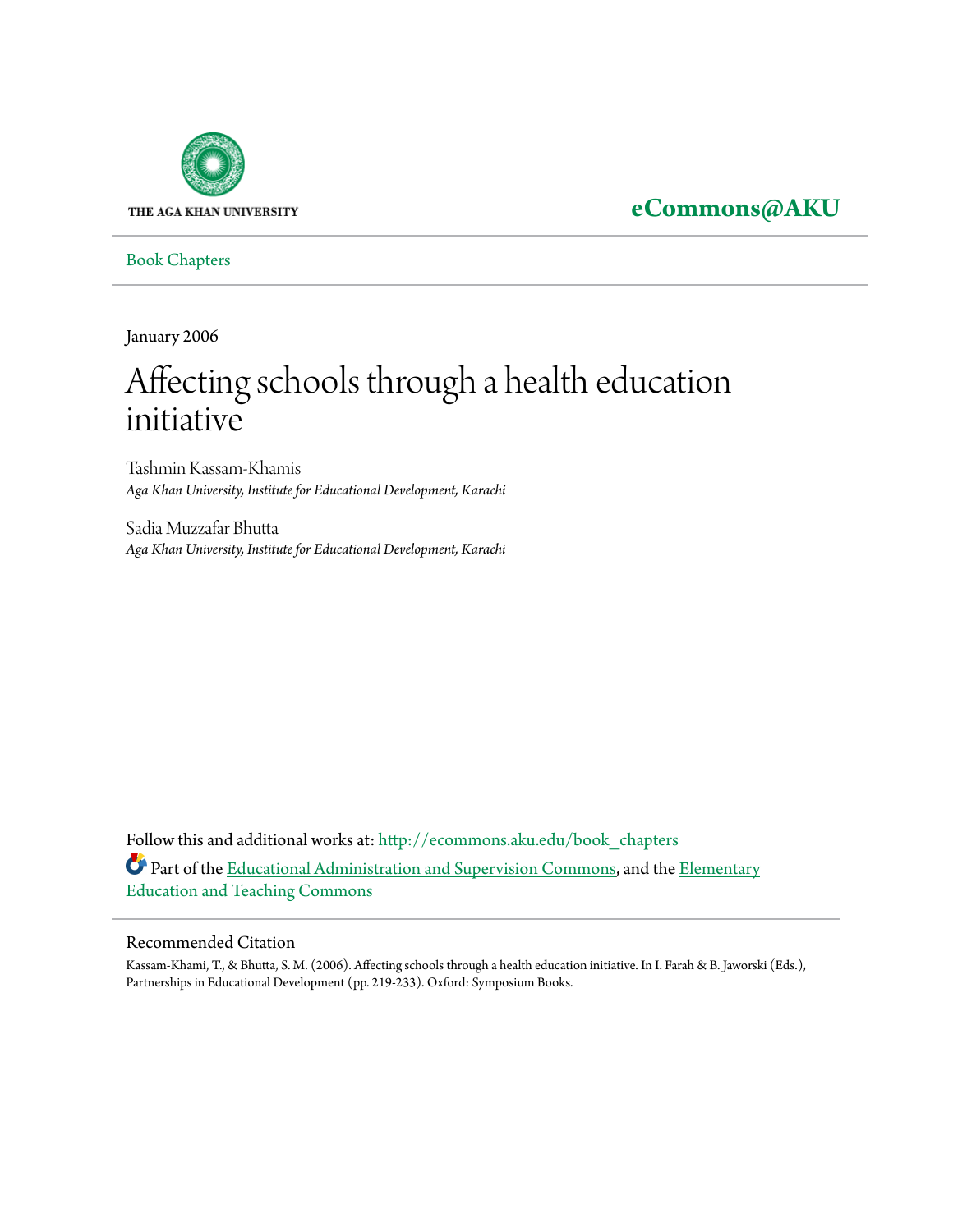THE AGA KHAN UNIVERSITY

**eCommons@AKU**

Book Chapters

January 2006

# Affecting schools through a health education initiative

Tashmin Kassam-Khamis
*Aga Khan University, Institute for Educational Development, Karachi*

Sadia Muzzafar Bhutta
*Aga Khan University, Institute for Educational Development, Karachi*

Follow this and additional works at: http://ecommons.aku.edu/book_chapters

Part of the Educational Administration and Supervision Commons, and the Elementary Education and Teaching Commons

## Recommended Citation

Kassam-Khami, T., & Bhutta, S. M. (2006). Affecting schools through a health education initiative. In I. Farah & B. Jaworski (Eds.), Partnerships in Educational Development (pp. 219-233). Oxford: Symposium Books.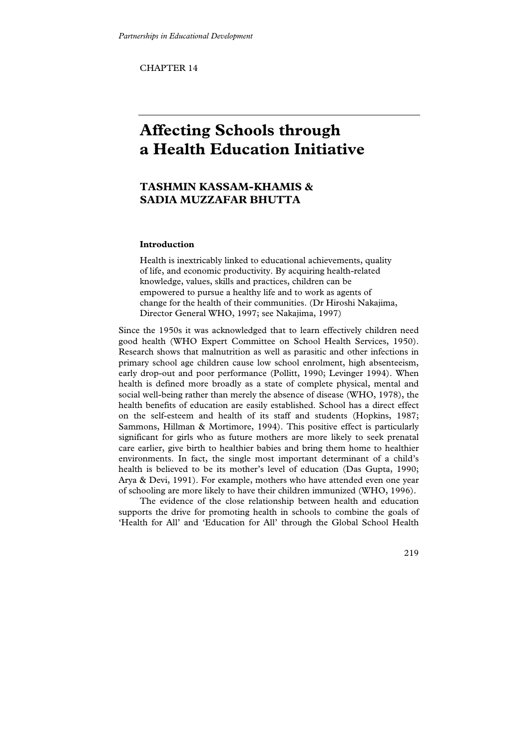CHAPTER 14

# Affecting Schools through a Health Education Initiative

## TASHMIN KASSAM-KHAMIS & SADIA MUZZAFAR BHUTTA

### Introduction

> Health is inextricably linked to educational achievements, quality of life, and economic productivity. By acquiring health-related knowledge, values, skills and practices, children can be empowered to pursue a healthy life and to work as agents of change for the health of their communities. (Dr Hiroshi Nakajima, Director General WHO, 1997; see Nakajima, 1997)

Since the 1950s it was acknowledged that to learn effectively children need good health (WHO Expert Committee on School Health Services, 1950). Research shows that malnutrition as well as parasitic and other infections in primary school age children cause low school enrolment, high absenteeism, early drop-out and poor performance (Pollitt, 1990; Levinger 1994). When health is defined more broadly as a state of complete physical, mental and social well-being rather than merely the absence of disease (WHO, 1978), the health benefits of education are easily established. School has a direct effect on the self-esteem and health of its staff and students (Hopkins, 1987; Sammons, Hillman & Mortimore, 1994). This positive effect is particularly significant for girls who as future mothers are more likely to seek prenatal care earlier, give birth to healthier babies and bring them home to healthier environments. In fact, the single most important determinant of a child's health is believed to be its mother's level of education (Das Gupta, 1990; Arya & Devi, 1991). For example, mothers who have attended even one year of schooling are more likely to have their children immunized (WHO, 1996).

The evidence of the close relationship between health and education supports the drive for promoting health in schools to combine the goals of 'Health for All' and 'Education for All' through the Global School Health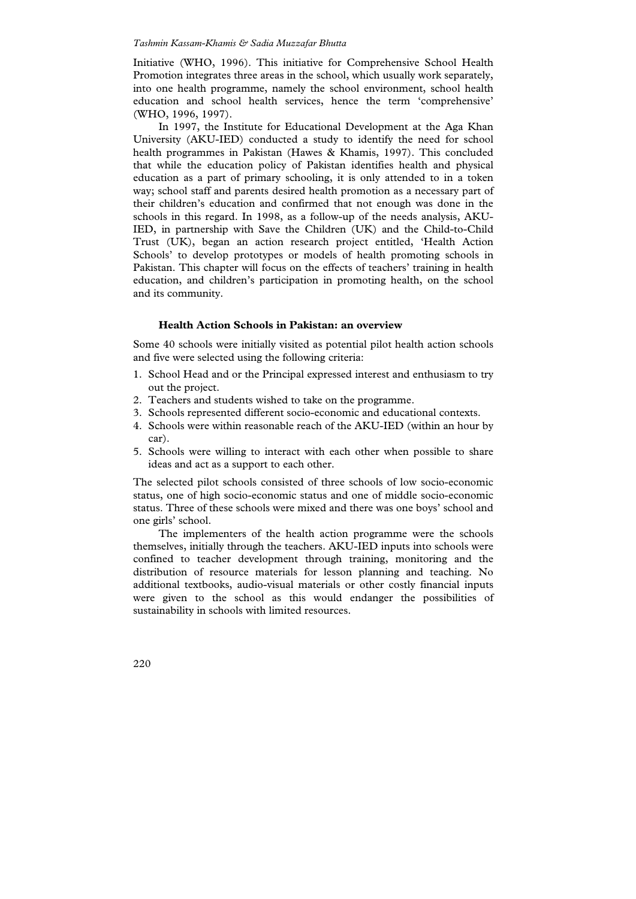Initiative (WHO, 1996). This initiative for Comprehensive School Health Promotion integrates three areas in the school, which usually work separately, into one health programme, namely the school environment, school health education and school health services, hence the term 'comprehensive' (WHO, 1996, 1997).

In 1997, the Institute for Educational Development at the Aga Khan University (AKU-IED) conducted a study to identify the need for school health programmes in Pakistan (Hawes & Khamis, 1997). This concluded that while the education policy of Pakistan identifies health and physical education as a part of primary schooling, it is only attended to in a token way; school staff and parents desired health promotion as a necessary part of their children's education and confirmed that not enough was done in the schools in this regard. In 1998, as a follow-up of the needs analysis, AKU-IED, in partnership with Save the Children (UK) and the Child-to-Child Trust (UK), began an action research project entitled, 'Health Action Schools' to develop prototypes or models of health promoting schools in Pakistan. This chapter will focus on the effects of teachers' training in health education, and children's participation in promoting health, on the school and its community.

### Health Action Schools in Pakistan: an overview

Some 40 schools were initially visited as potential pilot health action schools and five were selected using the following criteria:

1. School Head and or the Principal expressed interest and enthusiasm to try out the project.
2. Teachers and students wished to take on the programme.
3. Schools represented different socio-economic and educational contexts.
4. Schools were within reasonable reach of the AKU-IED (within an hour by car).
5. Schools were willing to interact with each other when possible to share ideas and act as a support to each other.

The selected pilot schools consisted of three schools of low socio-economic status, one of high socio-economic status and one of middle socio-economic status. Three of these schools were mixed and there was one boys' school and one girls' school.

The implementers of the health action programme were the schools themselves, initially through the teachers. AKU-IED inputs into schools were confined to teacher development through training, monitoring and the distribution of resource materials for lesson planning and teaching. No additional textbooks, audio-visual materials or other costly financial inputs were given to the school as this would endanger the possibilities of sustainability in schools with limited resources.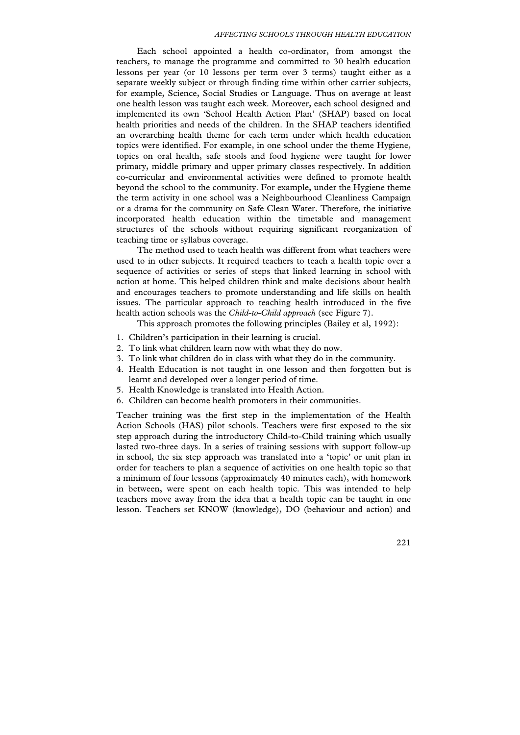Each school appointed a health co-ordinator, from amongst the teachers, to manage the programme and committed to 30 health education lessons per year (or 10 lessons per term over 3 terms) taught either as a separate weekly subject or through finding time within other carrier subjects, for example, Science, Social Studies or Language. Thus on average at least one health lesson was taught each week. Moreover, each school designed and implemented its own 'School Health Action Plan' (SHAP) based on local health priorities and needs of the children. In the SHAP teachers identified an overarching health theme for each term under which health education topics were identified. For example, in one school under the theme Hygiene, topics on oral health, safe stools and food hygiene were taught for lower primary, middle primary and upper primary classes respectively. In addition co-curricular and environmental activities were defined to promote health beyond the school to the community. For example, under the Hygiene theme the term activity in one school was a Neighbourhood Cleanliness Campaign or a drama for the community on Safe Clean Water. Therefore, the initiative incorporated health education within the timetable and management structures of the schools without requiring significant reorganization of teaching time or syllabus coverage.

The method used to teach health was different from what teachers were used to in other subjects. It required teachers to teach a health topic over a sequence of activities or series of steps that linked learning in school with action at home. This helped children think and make decisions about health and encourages teachers to promote understanding and life skills on health issues. The particular approach to teaching health introduced in the five health action schools was the *Child-to-Child approach* (see Figure 7).

This approach promotes the following principles (Bailey et al, 1992):

1. Children's participation in their learning is crucial.
2. To link what children learn now with what they do now.
3. To link what children do in class with what they do in the community.
4. Health Education is not taught in one lesson and then forgotten but is learnt and developed over a longer period of time.
5. Health Knowledge is translated into Health Action.
6. Children can become health promoters in their communities.

Teacher training was the first step in the implementation of the Health Action Schools (HAS) pilot schools. Teachers were first exposed to the six step approach during the introductory Child-to-Child training which usually lasted two-three days. In a series of training sessions with support follow-up in school, the six step approach was translated into a 'topic' or unit plan in order for teachers to plan a sequence of activities on one health topic so that a minimum of four lessons (approximately 40 minutes each), with homework in between, were spent on each health topic. This was intended to help teachers move away from the idea that a health topic can be taught in one lesson. Teachers set KNOW (knowledge), DO (behaviour and action) and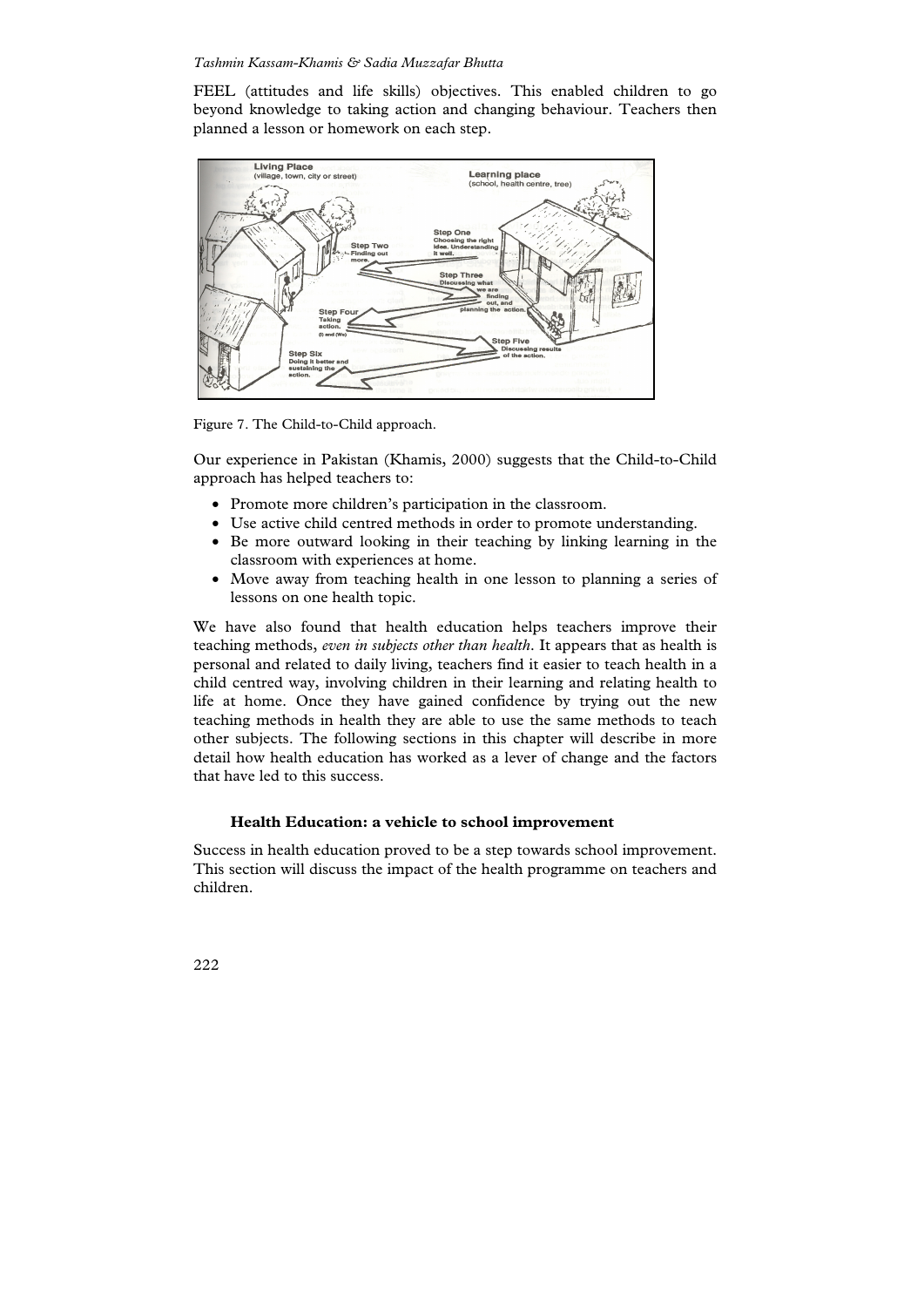FEEL (attitudes and life skills) objectives. This enabled children to go beyond knowledge to taking action and changing behaviour. Teachers then planned a lesson or homework on each step.

Figure 7. The Child-to-Child approach.

Our experience in Pakistan (Khamis, 2000) suggests that the Child-to-Child approach has helped teachers to:

- Promote more children's participation in the classroom.
- Use active child centred methods in order to promote understanding.
- Be more outward looking in their teaching by linking learning in the classroom with experiences at home.
- Move away from teaching health in one lesson to planning a series of lessons on one health topic.

We have also found that health education helps teachers improve their teaching methods, *even in subjects other than health*. It appears that as health is personal and related to daily living, teachers find it easier to teach health in a child centred way, involving children in their learning and relating health to life at home. Once they have gained confidence by trying out the new teaching methods in health they are able to use the same methods to teach other subjects. The following sections in this chapter will describe in more detail how health education has worked as a lever of change and the factors that have led to this success.

### Health Education: a vehicle to school improvement

Success in health education proved to be a step towards school improvement. This section will discuss the impact of the health programme on teachers and children.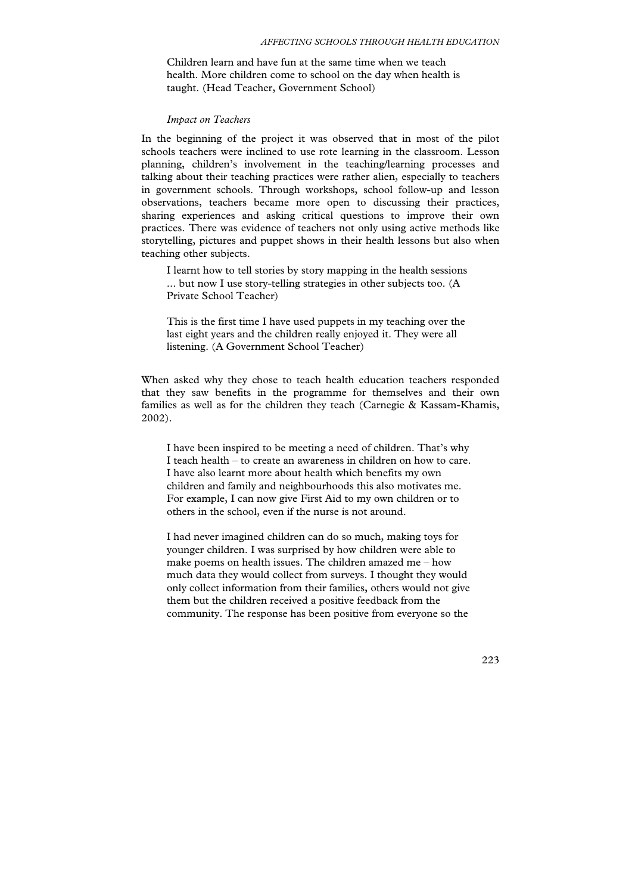> Children learn and have fun at the same time when we teach health. More children come to school on the day when health is taught. (Head Teacher, Government School)

*Impact on Teachers*

In the beginning of the project it was observed that in most of the pilot schools teachers were inclined to use rote learning in the classroom. Lesson planning, children's involvement in the teaching/learning processes and talking about their teaching practices were rather alien, especially to teachers in government schools. Through workshops, school follow-up and lesson observations, teachers became more open to discussing their practices, sharing experiences and asking critical questions to improve their own practices. There was evidence of teachers not only using active methods like storytelling, pictures and puppet shows in their health lessons but also when teaching other subjects.

> I learnt how to tell stories by story mapping in the health sessions ... but now I use story-telling strategies in other subjects too. (A Private School Teacher)

> This is the first time I have used puppets in my teaching over the last eight years and the children really enjoyed it. They were all listening. (A Government School Teacher)

When asked why they chose to teach health education teachers responded that they saw benefits in the programme for themselves and their own families as well as for the children they teach (Carnegie & Kassam-Khamis, 2002).

> I have been inspired to be meeting a need of children. That's why I teach health – to create an awareness in children on how to care. I have also learnt more about health which benefits my own children and family and neighbourhoods this also motivates me. For example, I can now give First Aid to my own children or to others in the school, even if the nurse is not around.

> I had never imagined children can do so much, making toys for younger children. I was surprised by how children were able to make poems on health issues. The children amazed me – how much data they would collect from surveys. I thought they would only collect information from their families, others would not give them but the children received a positive feedback from the community. The response has been positive from everyone so the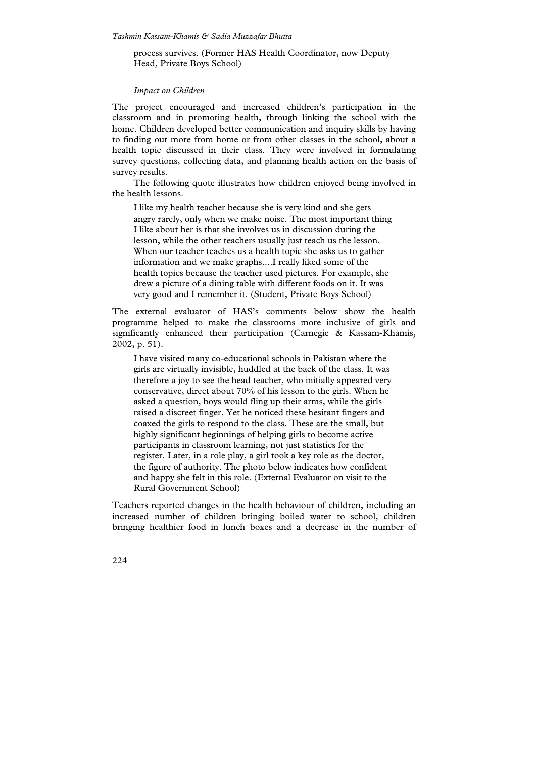process survives. (Former HAS Health Coordinator, now Deputy Head, Private Boys School)

*Impact on Children*

The project encouraged and increased children's participation in the classroom and in promoting health, through linking the school with the home. Children developed better communication and inquiry skills by having to finding out more from home or from other classes in the school, about a health topic discussed in their class. They were involved in formulating survey questions, collecting data, and planning health action on the basis of survey results.

The following quote illustrates how children enjoyed being involved in the health lessons.

> I like my health teacher because she is very kind and she gets angry rarely, only when we make noise. The most important thing I like about her is that she involves us in discussion during the lesson, while the other teachers usually just teach us the lesson. When our teacher teaches us a health topic she asks us to gather information and we make graphs....I really liked some of the health topics because the teacher used pictures. For example, she drew a picture of a dining table with different foods on it. It was very good and I remember it. (Student, Private Boys School)

The external evaluator of HAS's comments below show the health programme helped to make the classrooms more inclusive of girls and significantly enhanced their participation (Carnegie & Kassam-Khamis, 2002, p. 51).

> I have visited many co-educational schools in Pakistan where the girls are virtually invisible, huddled at the back of the class. It was therefore a joy to see the head teacher, who initially appeared very conservative, direct about 70% of his lesson to the girls. When he asked a question, boys would fling up their arms, while the girls raised a discreet finger. Yet he noticed these hesitant fingers and coaxed the girls to respond to the class. These are the small, but highly significant beginnings of helping girls to become active participants in classroom learning, not just statistics for the register. Later, in a role play, a girl took a key role as the doctor, the figure of authority. The photo below indicates how confident and happy she felt in this role. (External Evaluator on visit to the Rural Government School)

Teachers reported changes in the health behaviour of children, including an increased number of children bringing boiled water to school, children bringing healthier food in lunch boxes and a decrease in the number of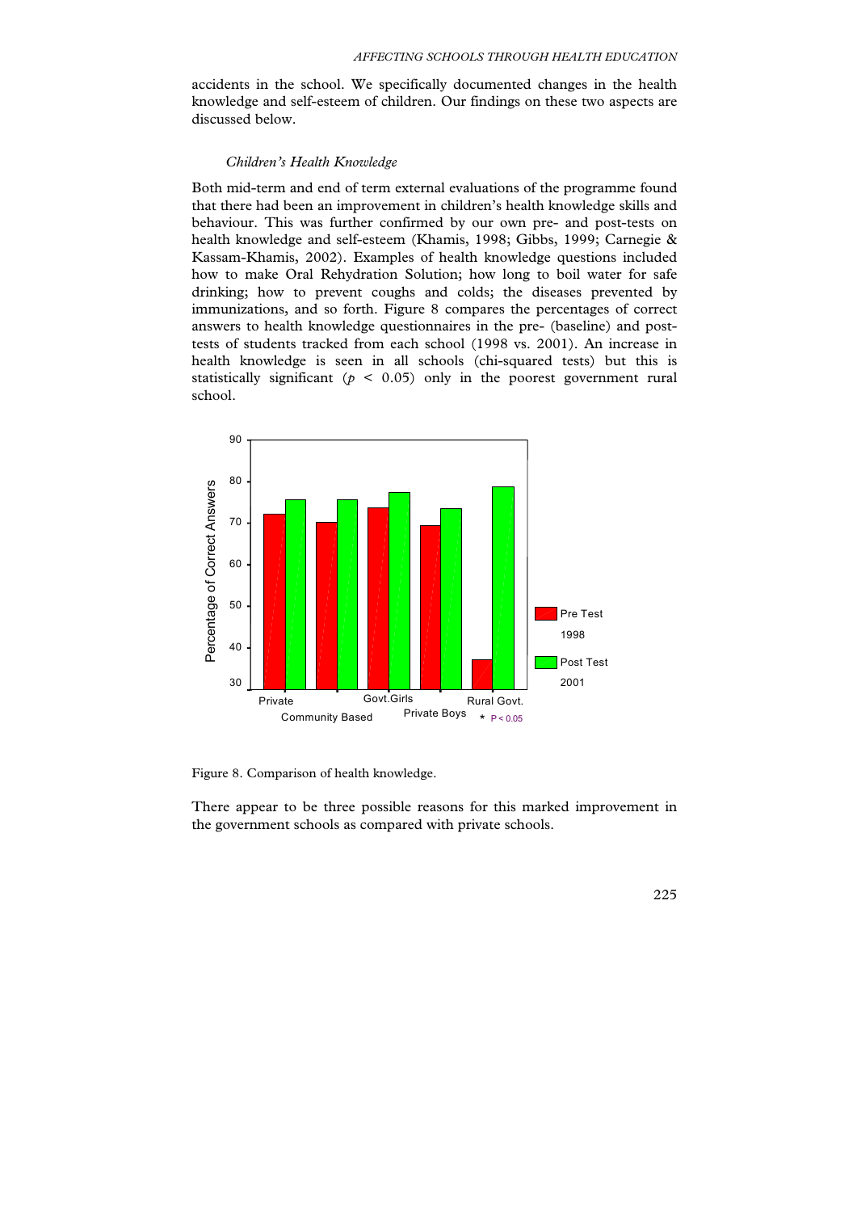accidents in the school. We specifically documented changes in the health knowledge and self-esteem of children. Our findings on these two aspects are discussed below.

### *Children's Health Knowledge*

Both mid-term and end of term external evaluations of the programme found that there had been an improvement in children's health knowledge skills and behaviour. This was further confirmed by our own pre- and post-tests on health knowledge and self-esteem (Khamis, 1998; Gibbs, 1999; Carnegie & Kassam-Khamis, 2002). Examples of health knowledge questions included how to make Oral Rehydration Solution; how long to boil water for safe drinking; how to prevent coughs and colds; the diseases prevented by immunizations, and so forth. Figure 8 compares the percentages of correct answers to health knowledge questionnaires in the pre- (baseline) and post-tests of students tracked from each school (1998 vs. 2001). An increase in health knowledge is seen in all schools (chi-squared tests) but this is statistically significant ($p < 0.05$) only in the poorest government rural school.

Figure 8. Comparison of health knowledge.

There appear to be three possible reasons for this marked improvement in the government schools as compared with private schools.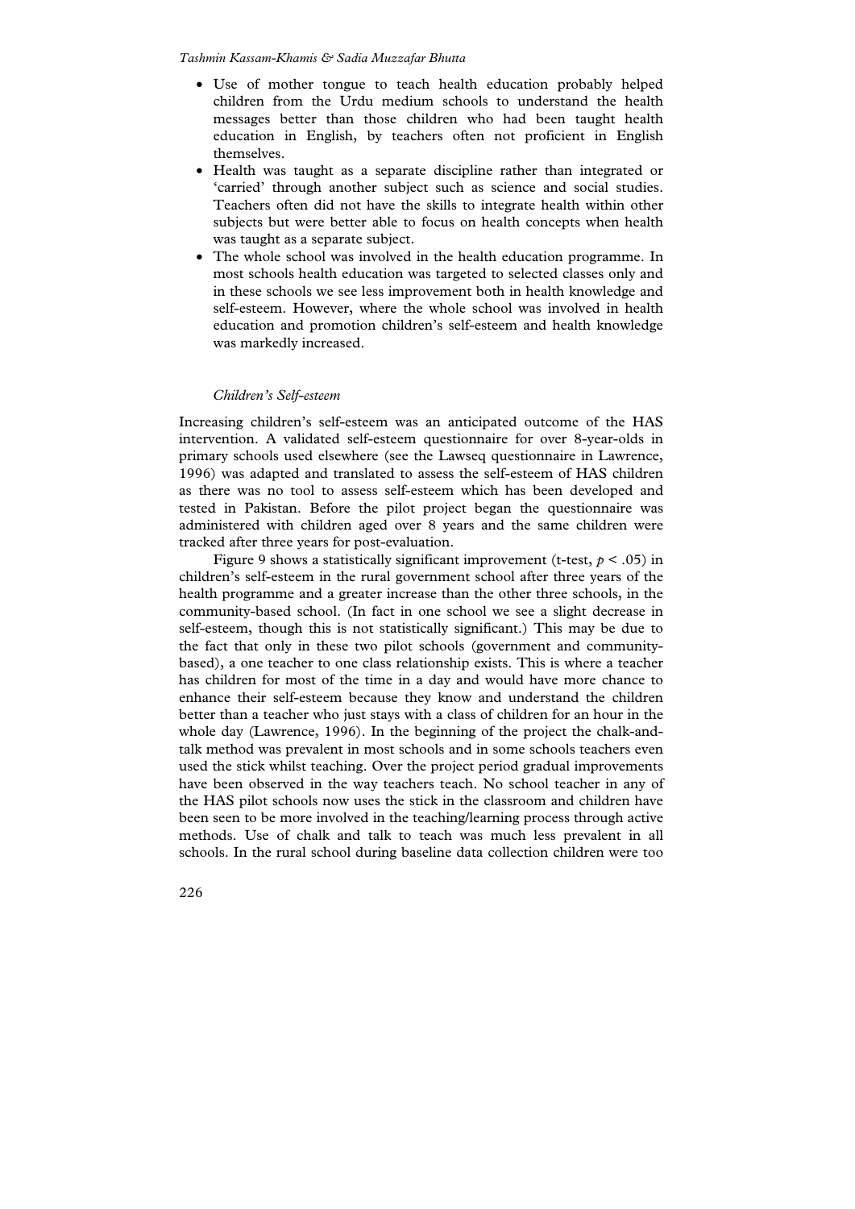- Use of mother tongue to teach health education probably helped children from the Urdu medium schools to understand the health messages better than those children who had been taught health education in English, by teachers often not proficient in English themselves.
- Health was taught as a separate discipline rather than integrated or 'carried' through another subject such as science and social studies. Teachers often did not have the skills to integrate health within other subjects but were better able to focus on health concepts when health was taught as a separate subject.
- The whole school was involved in the health education programme. In most schools health education was targeted to selected classes only and in these schools we see less improvement both in health knowledge and self-esteem. However, where the whole school was involved in health education and promotion children's self-esteem and health knowledge was markedly increased.

### *Children's Self-esteem*

Increasing children's self-esteem was an anticipated outcome of the HAS intervention. A validated self-esteem questionnaire for over 8-year-olds in primary schools used elsewhere (see the Lawseq questionnaire in Lawrence, 1996) was adapted and translated to assess the self-esteem of HAS children as there was no tool to assess self-esteem which has been developed and tested in Pakistan. Before the pilot project began the questionnaire was administered with children aged over 8 years and the same children were tracked after three years for post-evaluation.

Figure 9 shows a statistically significant improvement (t-test, $p < .05$) in children's self-esteem in the rural government school after three years of the health programme and a greater increase than the other three schools, in the community-based school. (In fact in one school we see a slight decrease in self-esteem, though this is not statistically significant.) This may be due to the fact that only in these two pilot schools (government and community-based), a one teacher to one class relationship exists. This is where a teacher has children for most of the time in a day and would have more chance to enhance their self-esteem because they know and understand the children better than a teacher who just stays with a class of children for an hour in the whole day (Lawrence, 1996). In the beginning of the project the chalk-and-talk method was prevalent in most schools and in some schools teachers even used the stick whilst teaching. Over the project period gradual improvements have been observed in the way teachers teach. No school teacher in any of the HAS pilot schools now uses the stick in the classroom and children have been seen to be more involved in the teaching/learning process through active methods. Use of chalk and talk to teach was much less prevalent in all schools. In the rural school during baseline data collection children were too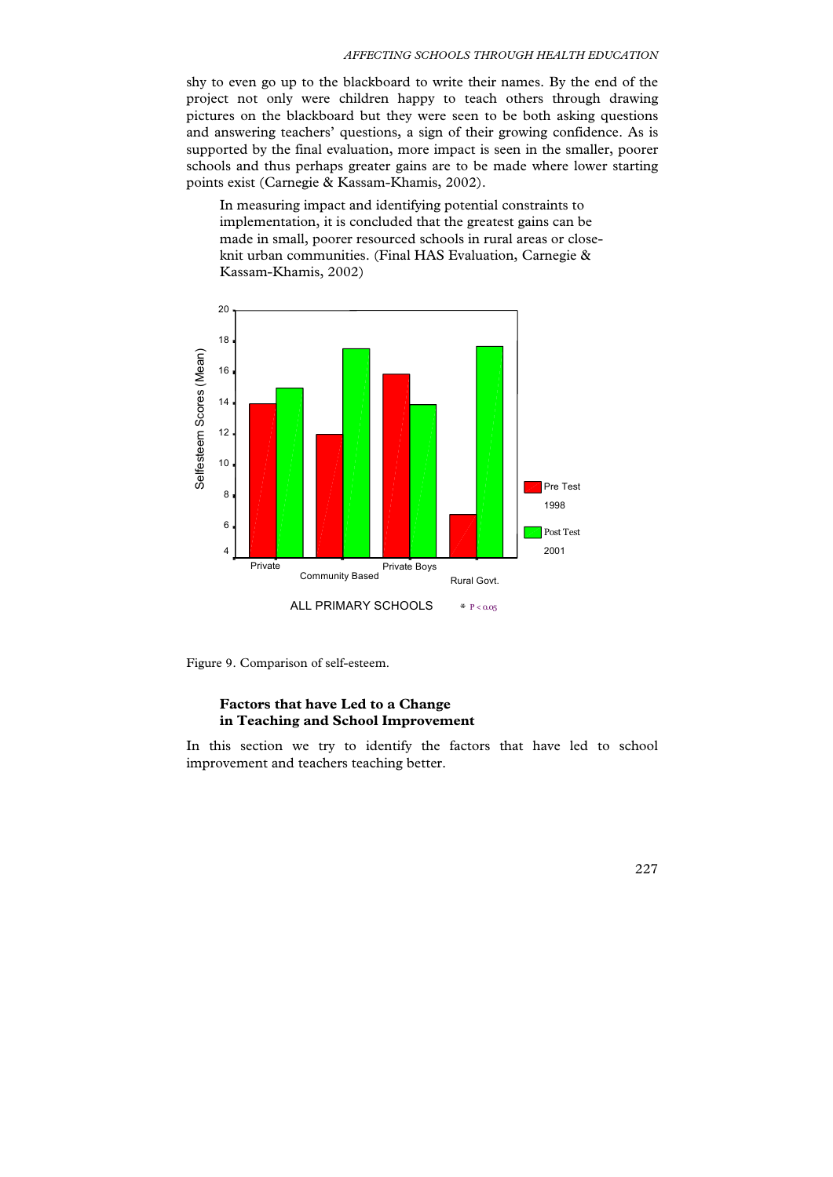shy to even go up to the blackboard to write their names. By the end of the project not only were children happy to teach others through drawing pictures on the blackboard but they were seen to be both asking questions and answering teachers' questions, a sign of their growing confidence. As is supported by the final evaluation, more impact is seen in the smaller, poorer schools and thus perhaps greater gains are to be made where lower starting points exist (Carnegie & Kassam-Khamis, 2002).

> In measuring impact and identifying potential constraints to implementation, it is concluded that the greatest gains can be made in small, poorer resourced schools in rural areas or close-knit urban communities. (Final HAS Evaluation, Carnegie & Kassam-Khamis, 2002)

Figure 9. Comparison of self-esteem.

### Factors that have Led to a Change in Teaching and School Improvement

In this section we try to identify the factors that have led to school improvement and teachers teaching better.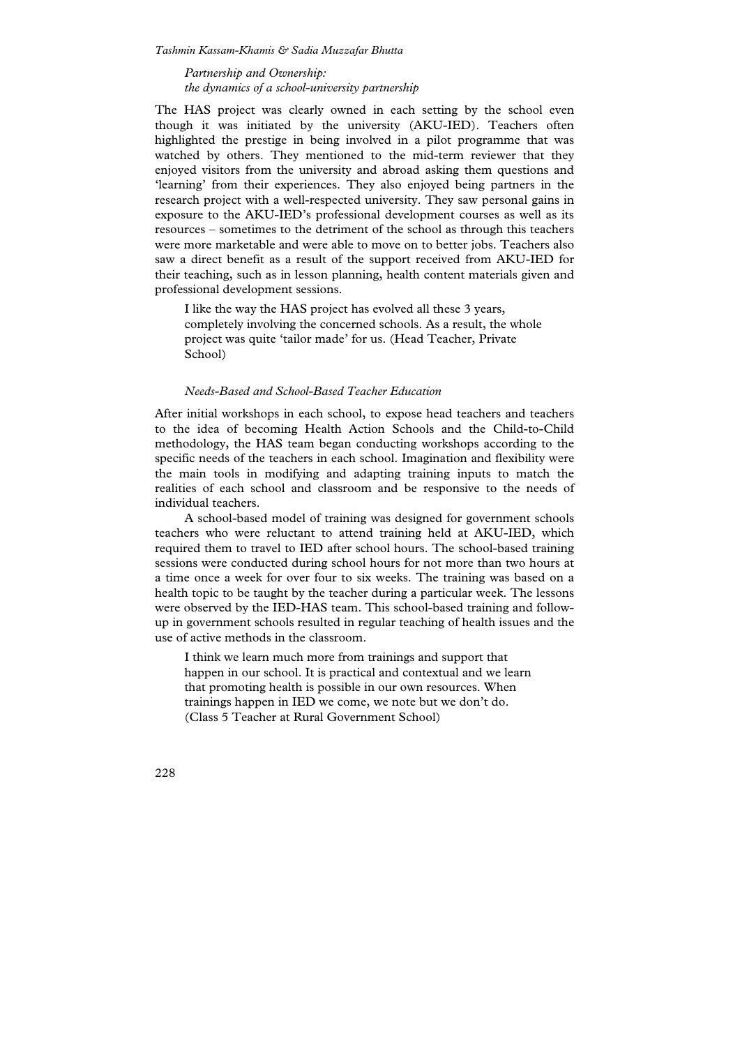### *Partnership and Ownership: the dynamics of a school-university partnership*

The HAS project was clearly owned in each setting by the school even though it was initiated by the university (AKU-IED). Teachers often highlighted the prestige in being involved in a pilot programme that was watched by others. They mentioned to the mid-term reviewer that they enjoyed visitors from the university and abroad asking them questions and 'learning' from their experiences. They also enjoyed being partners in the research project with a well-respected university. They saw personal gains in exposure to the AKU-IED's professional development courses as well as its resources – sometimes to the detriment of the school as through this teachers were more marketable and were able to move on to better jobs. Teachers also saw a direct benefit as a result of the support received from AKU-IED for their teaching, such as in lesson planning, health content materials given and professional development sessions.

> I like the way the HAS project has evolved all these 3 years, completely involving the concerned schools. As a result, the whole project was quite 'tailor made' for us. (Head Teacher, Private School)

### *Needs-Based and School-Based Teacher Education*

After initial workshops in each school, to expose head teachers and teachers to the idea of becoming Health Action Schools and the Child-to-Child methodology, the HAS team began conducting workshops according to the specific needs of the teachers in each school. Imagination and flexibility were the main tools in modifying and adapting training inputs to match the realities of each school and classroom and be responsive to the needs of individual teachers.

A school-based model of training was designed for government schools teachers who were reluctant to attend training held at AKU-IED, which required them to travel to IED after school hours. The school-based training sessions were conducted during school hours for not more than two hours at a time once a week for over four to six weeks. The training was based on a health topic to be taught by the teacher during a particular week. The lessons were observed by the IED-HAS team. This school-based training and follow-up in government schools resulted in regular teaching of health issues and the use of active methods in the classroom.

> I think we learn much more from trainings and support that happen in our school. It is practical and contextual and we learn that promoting health is possible in our own resources. When trainings happen in IED we come, we note but we don't do. (Class 5 Teacher at Rural Government School)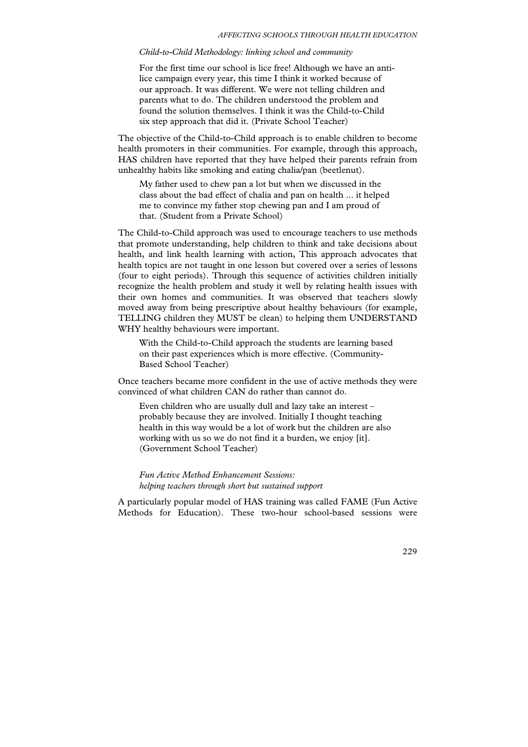*Child-to-Child Methodology: linking school and community*

> For the first time our school is lice free! Although we have an anti-lice campaign every year, this time I think it worked because of our approach. It was different. We were not telling children and parents what to do. The children understood the problem and found the solution themselves. I think it was the Child-to-Child six step approach that did it. (Private School Teacher)

The objective of the Child-to-Child approach is to enable children to become health promoters in their communities. For example, through this approach, HAS children have reported that they have helped their parents refrain from unhealthy habits like smoking and eating chalia/pan (beetlenut).

> My father used to chew pan a lot but when we discussed in the class about the bad effect of chalia and pan on health ... it helped me to convince my father stop chewing pan and I am proud of that. (Student from a Private School)

The Child-to-Child approach was used to encourage teachers to use methods that promote understanding, help children to think and take decisions about health, and link health learning with action, This approach advocates that health topics are not taught in one lesson but covered over a series of lessons (four to eight periods). Through this sequence of activities children initially recognize the health problem and study it well by relating health issues with their own homes and communities. It was observed that teachers slowly moved away from being prescriptive about healthy behaviours (for example, TELLING children they MUST be clean) to helping them UNDERSTAND WHY healthy behaviours were important.

> With the Child-to-Child approach the students are learning based on their past experiences which is more effective. (Community-Based School Teacher)

Once teachers became more confident in the use of active methods they were convinced of what children CAN do rather than cannot do.

> Even children who are usually dull and lazy take an interest – probably because they are involved. Initially I thought teaching health in this way would be a lot of work but the children are also working with us so we do not find it a burden, we enjoy [it]. (Government School Teacher)

*Fun Active Method Enhancement Sessions: helping teachers through short but sustained support*

A particularly popular model of HAS training was called FAME (Fun Active Methods for Education). These two-hour school-based sessions were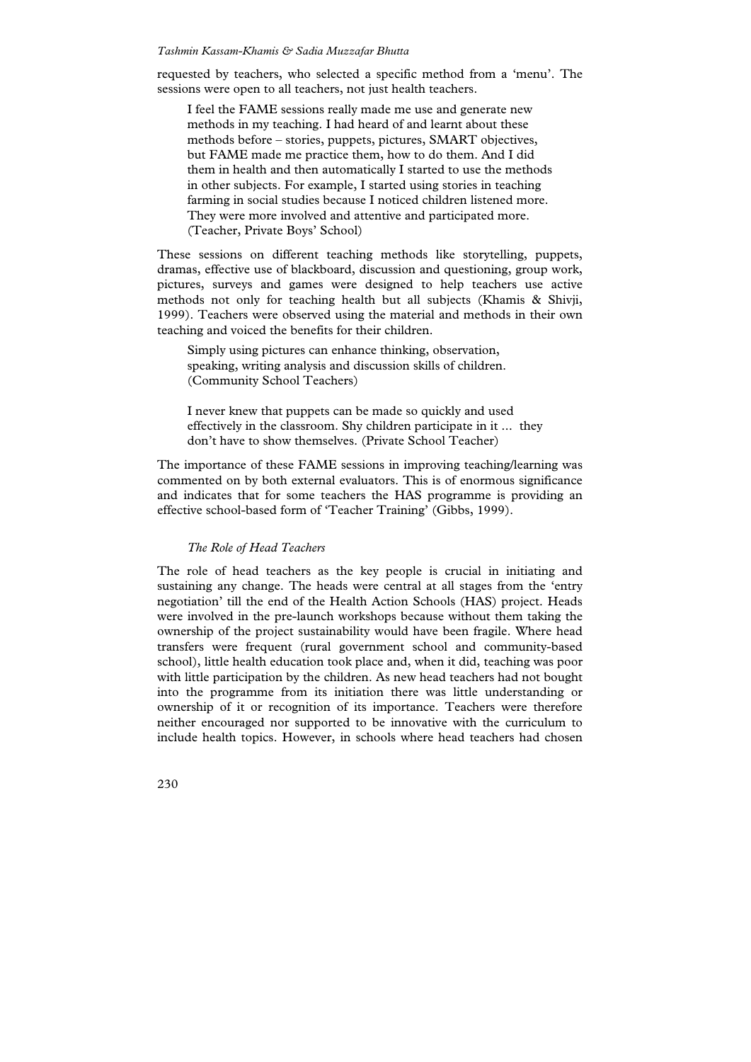requested by teachers, who selected a specific method from a 'menu'. The sessions were open to all teachers, not just health teachers.

> I feel the FAME sessions really made me use and generate new methods in my teaching. I had heard of and learnt about these methods before – stories, puppets, pictures, SMART objectives, but FAME made me practice them, how to do them. And I did them in health and then automatically I started to use the methods in other subjects. For example, I started using stories in teaching farming in social studies because I noticed children listened more. They were more involved and attentive and participated more. (Teacher, Private Boys' School)

These sessions on different teaching methods like storytelling, puppets, dramas, effective use of blackboard, discussion and questioning, group work, pictures, surveys and games were designed to help teachers use active methods not only for teaching health but all subjects (Khamis & Shivji, 1999). Teachers were observed using the material and methods in their own teaching and voiced the benefits for their children.

> Simply using pictures can enhance thinking, observation, speaking, writing analysis and discussion skills of children. (Community School Teachers)

> I never knew that puppets can be made so quickly and used effectively in the classroom. Shy children participate in it ... they don't have to show themselves. (Private School Teacher)

The importance of these FAME sessions in improving teaching/learning was commented on by both external evaluators. This is of enormous significance and indicates that for some teachers the HAS programme is providing an effective school-based form of 'Teacher Training' (Gibbs, 1999).

### *The Role of Head Teachers*

The role of head teachers as the key people is crucial in initiating and sustaining any change. The heads were central at all stages from the 'entry negotiation' till the end of the Health Action Schools (HAS) project. Heads were involved in the pre-launch workshops because without them taking the ownership of the project sustainability would have been fragile. Where head transfers were frequent (rural government school and community-based school), little health education took place and, when it did, teaching was poor with little participation by the children. As new head teachers had not bought into the programme from its initiation there was little understanding or ownership of it or recognition of its importance. Teachers were therefore neither encouraged nor supported to be innovative with the curriculum to include health topics. However, in schools where head teachers had chosen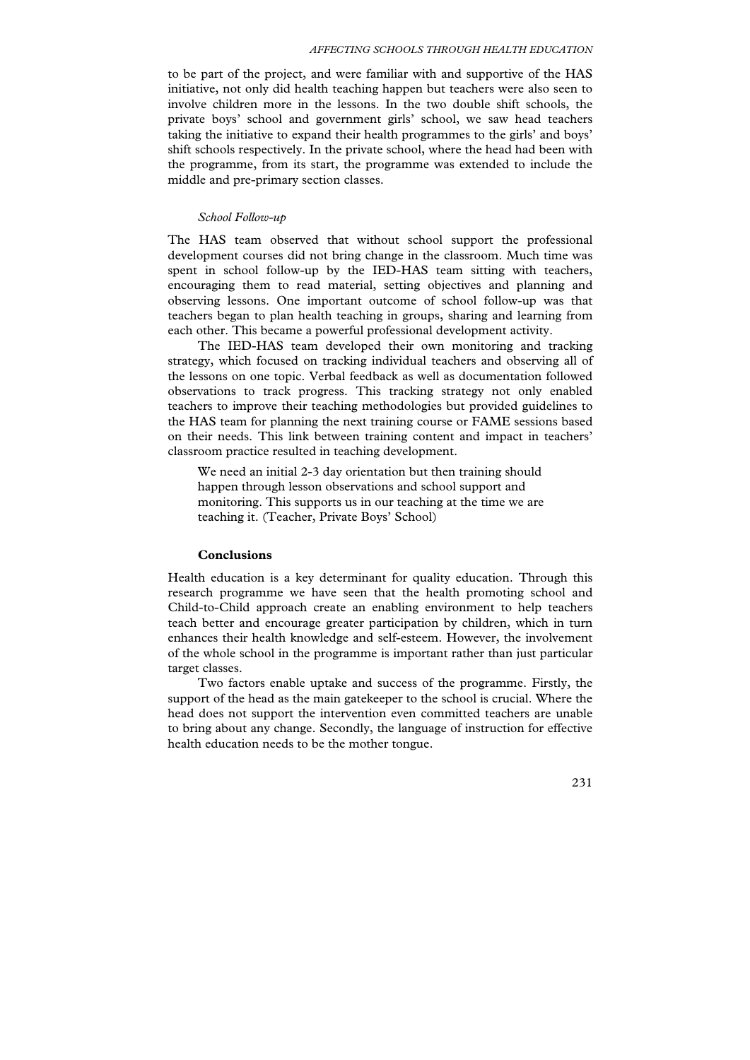to be part of the project, and were familiar with and supportive of the HAS initiative, not only did health teaching happen but teachers were also seen to involve children more in the lessons. In the two double shift schools, the private boys' school and government girls' school, we saw head teachers taking the initiative to expand their health programmes to the girls' and boys' shift schools respectively. In the private school, where the head had been with the programme, from its start, the programme was extended to include the middle and pre-primary section classes.

*School Follow-up*

The HAS team observed that without school support the professional development courses did not bring change in the classroom. Much time was spent in school follow-up by the IED-HAS team sitting with teachers, encouraging them to read material, setting objectives and planning and observing lessons. One important outcome of school follow-up was that teachers began to plan health teaching in groups, sharing and learning from each other. This became a powerful professional development activity.

The IED-HAS team developed their own monitoring and tracking strategy, which focused on tracking individual teachers and observing all of the lessons on one topic. Verbal feedback as well as documentation followed observations to track progress. This tracking strategy not only enabled teachers to improve their teaching methodologies but provided guidelines to the HAS team for planning the next training course or FAME sessions based on their needs. This link between training content and impact in teachers' classroom practice resulted in teaching development.

> We need an initial 2-3 day orientation but then training should happen through lesson observations and school support and monitoring. This supports us in our teaching at the time we are teaching it. (Teacher, Private Boys' School)

## Conclusions

Health education is a key determinant for quality education. Through this research programme we have seen that the health promoting school and Child-to-Child approach create an enabling environment to help teachers teach better and encourage greater participation by children, which in turn enhances their health knowledge and self-esteem. However, the involvement of the whole school in the programme is important rather than just particular target classes.

Two factors enable uptake and success of the programme. Firstly, the support of the head as the main gatekeeper to the school is crucial. Where the head does not support the intervention even committed teachers are unable to bring about any change. Secondly, the language of instruction for effective health education needs to be the mother tongue.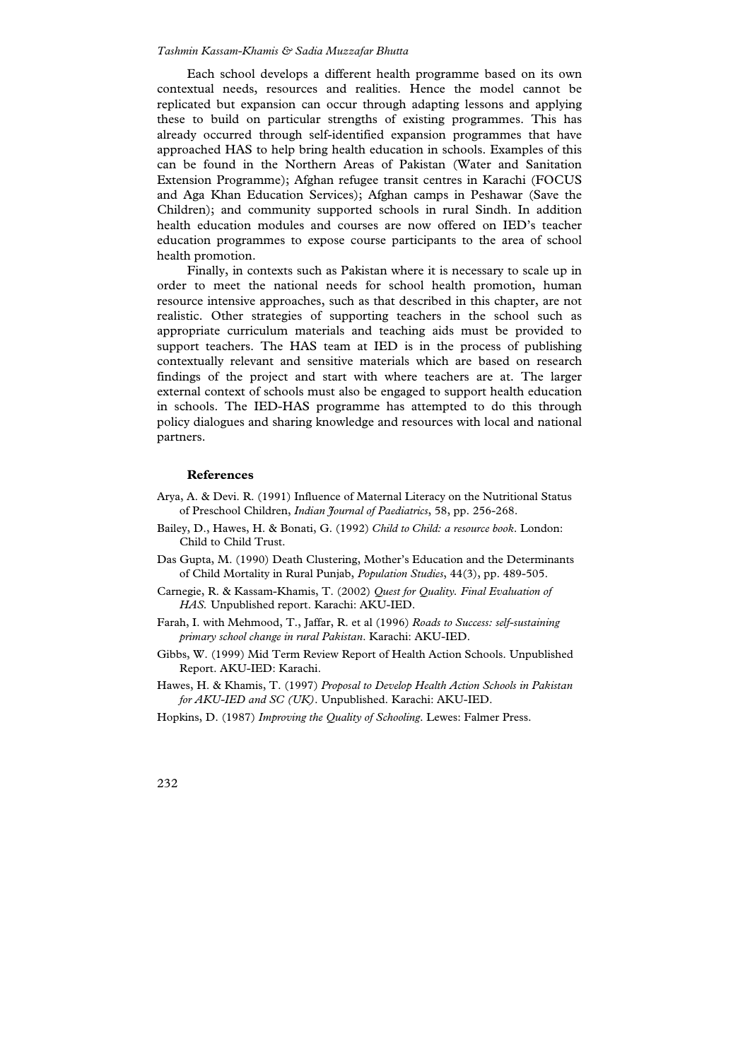Each school develops a different health programme based on its own contextual needs, resources and realities. Hence the model cannot be replicated but expansion can occur through adapting lessons and applying these to build on particular strengths of existing programmes. This has already occurred through self-identified expansion programmes that have approached HAS to help bring health education in schools. Examples of this can be found in the Northern Areas of Pakistan (Water and Sanitation Extension Programme); Afghan refugee transit centres in Karachi (FOCUS and Aga Khan Education Services); Afghan camps in Peshawar (Save the Children); and community supported schools in rural Sindh. In addition health education modules and courses are now offered on IED's teacher education programmes to expose course participants to the area of school health promotion.

Finally, in contexts such as Pakistan where it is necessary to scale up in order to meet the national needs for school health promotion, human resource intensive approaches, such as that described in this chapter, are not realistic. Other strategies of supporting teachers in the school such as appropriate curriculum materials and teaching aids must be provided to support teachers. The HAS team at IED is in the process of publishing contextually relevant and sensitive materials which are based on research findings of the project and start with where teachers are at. The larger external context of schools must also be engaged to support health education in schools. The IED-HAS programme has attempted to do this through policy dialogues and sharing knowledge and resources with local and national partners.

## References

Arya, A. & Devi. R. (1991) Influence of Maternal Literacy on the Nutritional Status of Preschool Children, *Indian Journal of Paediatrics*, 58, pp. 256-268.

Bailey, D., Hawes, H. & Bonati, G. (1992) *Child to Child: a resource book*. London: Child to Child Trust.

Das Gupta, M. (1990) Death Clustering, Mother's Education and the Determinants of Child Mortality in Rural Punjab, *Population Studies*, 44(3), pp. 489-505.

Carnegie, R. & Kassam-Khamis, T. (2002) *Quest for Quality. Final Evaluation of HAS.* Unpublished report. Karachi: AKU-IED.

Farah, I. with Mehmood, T., Jaffar, R. et al (1996) *Roads to Success: self-sustaining primary school change in rural Pakistan*. Karachi: AKU-IED.

Gibbs, W. (1999) Mid Term Review Report of Health Action Schools. Unpublished Report. AKU-IED: Karachi.

Hawes, H. & Khamis, T. (1997) *Proposal to Develop Health Action Schools in Pakistan for AKU-IED and SC (UK)*. Unpublished. Karachi: AKU-IED.

Hopkins, D. (1987) *Improving the Quality of Schooling*. Lewes: Falmer Press.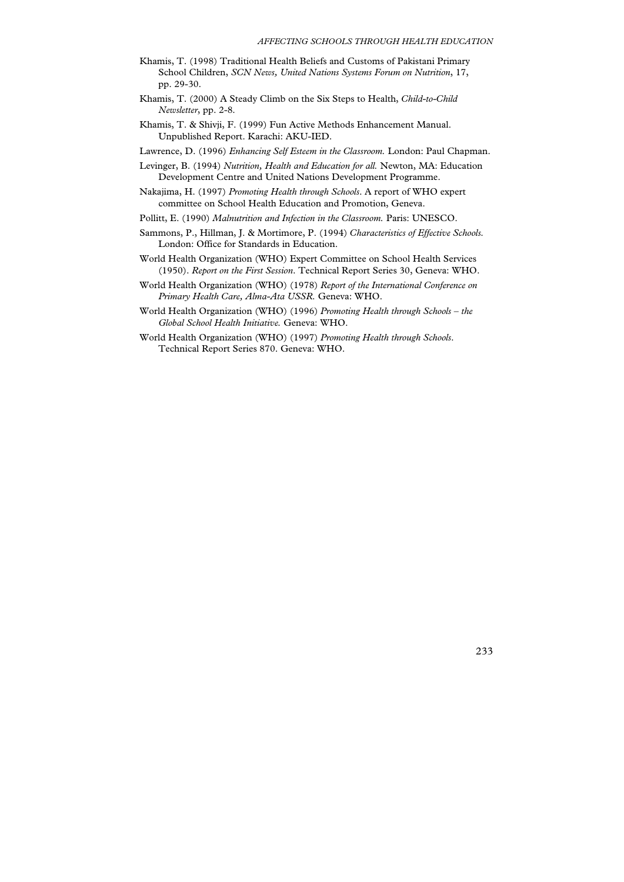Khamis, T. (1998) Traditional Health Beliefs and Customs of Pakistani Primary School Children, *SCN News, United Nations Systems Forum on Nutrition*, 17, pp. 29-30.

Khamis, T. (2000) A Steady Climb on the Six Steps to Health, *Child-to-Child Newsletter*, pp. 2-8.

Khamis, T. & Shivji, F. (1999) Fun Active Methods Enhancement Manual. Unpublished Report. Karachi: AKU-IED.

Lawrence, D. (1996) *Enhancing Self Esteem in the Classroom.* London: Paul Chapman.

Levinger, B. (1994) *Nutrition, Health and Education for all.* Newton, MA: Education Development Centre and United Nations Development Programme.

Nakajima, H. (1997) *Promoting Health through Schools*. A report of WHO expert committee on School Health Education and Promotion, Geneva.

Pollitt, E. (1990) *Malnutrition and Infection in the Classroom.* Paris: UNESCO.

Sammons, P., Hillman, J. & Mortimore, P. (1994) *Characteristics of Effective Schools.* London: Office for Standards in Education.

World Health Organization (WHO) Expert Committee on School Health Services (1950). *Report on the First Session*. Technical Report Series 30, Geneva: WHO.

World Health Organization (WHO) (1978) *Report of the International Conference on Primary Health Care, Alma-Ata USSR.* Geneva: WHO.

World Health Organization (WHO) (1996) *Promoting Health through Schools – the Global School Health Initiative.* Geneva: WHO.

World Health Organization (WHO) (1997) *Promoting Health through Schools*. Technical Report Series 870. Geneva: WHO.